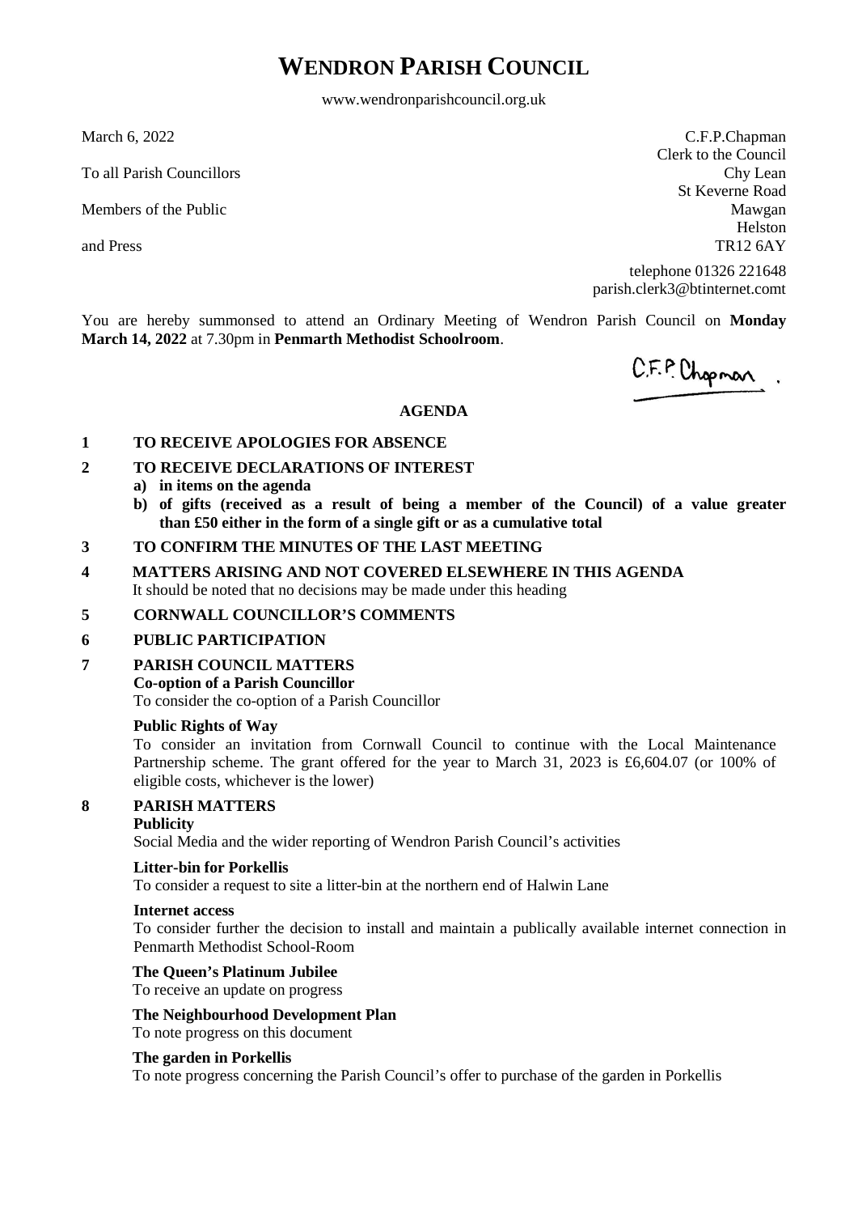# WENDRON PARISH COUNCIL

www.wendronparishcouncil.org.uk

March 6, 2022

To all Parish Councillors

Members of the Public

and Press

C.F.P.Chapman
Clerk to the Council
Chy Lean
St Keverne Road
Mawgan
Helston
TR12 6AY

telephone 01326 221648
parish.clerk3@btinternet.comt

You are hereby summonsed to attend an Ordinary Meeting of Wendron Parish Council on **Monday March 14, 2022** at 7.30pm in **Penmarth Methodist Schoolroom**.

C.F.P. Chapman

## AGENDA

**1 TO RECEIVE APOLOGIES FOR ABSENCE**

**2 TO RECEIVE DECLARATIONS OF INTEREST**

- **a) in items on the agenda**
- **b) of gifts (received as a result of being a member of the Council) of a value greater than £50 either in the form of a single gift or as a cumulative total**

**3 TO CONFIRM THE MINUTES OF THE LAST MEETING**

**4 MATTERS ARISING AND NOT COVERED ELSEWHERE IN THIS AGENDA**

It should be noted that no decisions may be made under this heading

**5 CORNWALL COUNCILLOR'S COMMENTS**

**6 PUBLIC PARTICIPATION**

**7 PARISH COUNCIL MATTERS**

**Co-option of a Parish Councillor**

To consider the co-option of a Parish Councillor

**Public Rights of Way**

To consider an invitation from Cornwall Council to continue with the Local Maintenance Partnership scheme. The grant offered for the year to March 31, 2023 is £6,604.07 (or 100% of eligible costs, whichever is the lower)

**8 PARISH MATTERS**

**Publicity**

Social Media and the wider reporting of Wendron Parish Council's activities

**Litter-bin for Porkellis**

To consider a request to site a litter-bin at the northern end of Halwin Lane

**Internet access**

To consider further the decision to install and maintain a publically available internet connection in Penmarth Methodist School-Room

**The Queen's Platinum Jubilee**

To receive an update on progress

**The Neighbourhood Development Plan**

To note progress on this document

**The garden in Porkellis**

To note progress concerning the Parish Council's offer to purchase of the garden in Porkellis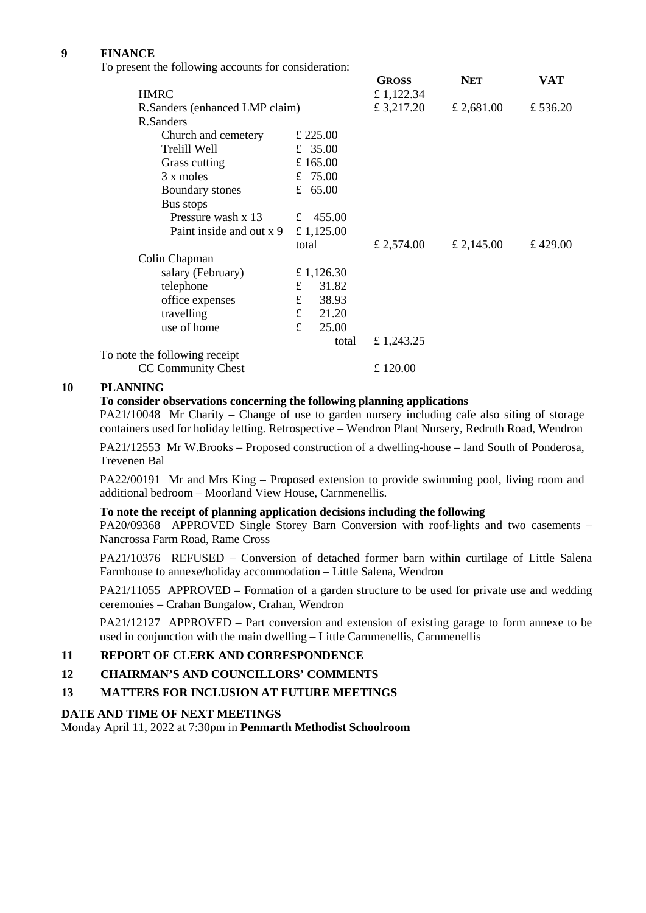## 9 FINANCE

To present the following accounts for consideration:

| | | GROSS | NET | VAT |
|---|---|---|---|---|
| HMRC | | £ 1,122.34 | | |
| R.Sanders (enhanced LMP claim) | | £ 3,217.20 | £ 2,681.00 | £ 536.20 |
| R.Sanders | | | | |
| Church and cemetery | £ 225.00 | | | |
| Trelill Well | £ 35.00 | | | |
| Grass cutting | £ 165.00 | | | |
| 3 x moles | £ 75.00 | | | |
| Boundary stones | £ 65.00 | | | |
| Bus stops | | | | |
| Pressure wash x 13 | £ 455.00 | | | |
| Paint inside and out x 9 | £ 1,125.00 | | | |
| | total | £ 2,574.00 | £ 2,145.00 | £ 429.00 |
| Colin Chapman | | | | |
| salary (February) | £ 1,126.30 | | | |
| telephone | £ 31.82 | | | |
| office expenses | £ 38.93 | | | |
| travelling | £ 21.20 | | | |
| use of home | £ 25.00 | | | |
| | total | £ 1,243.25 | | |

To note the following receipt

| | | |
|---|---|---|
| CC Community Chest | | £ 120.00 |

## 10 PLANNING

**To consider observations concerning the following planning applications**

PA21/10048 Mr Charity – Change of use to garden nursery including cafe also siting of storage containers used for holiday letting. Retrospective – Wendron Plant Nursery, Redruth Road, Wendron

PA21/12553 Mr W.Brooks – Proposed construction of a dwelling-house – land South of Ponderosa, Trevenen Bal

PA22/00191 Mr and Mrs King – Proposed extension to provide swimming pool, living room and additional bedroom – Moorland View House, Carnmenellis.

**To note the receipt of planning application decisions including the following**

PA20/09368 APPROVED Single Storey Barn Conversion with roof-lights and two casements – Nancrossa Farm Road, Rame Cross

PA21/10376 REFUSED – Conversion of detached former barn within curtilage of Little Salena Farmhouse to annexe/holiday accommodation – Little Salena, Wendron

PA21/11055 APPROVED – Formation of a garden structure to be used for private use and wedding ceremonies – Crahan Bungalow, Crahan, Wendron

PA21/12127 APPROVED – Part conversion and extension of existing garage to form annexe to be used in conjunction with the main dwelling – Little Carnmenellis, Carnmenellis

## 11 REPORT OF CLERK AND CORRESPONDENCE

## 12 CHAIRMAN'S AND COUNCILLORS' COMMENTS

## 13 MATTERS FOR INCLUSION AT FUTURE MEETINGS

**DATE AND TIME OF NEXT MEETINGS**

Monday April 11, 2022 at 7:30pm in **Penmarth Methodist Schoolroom**